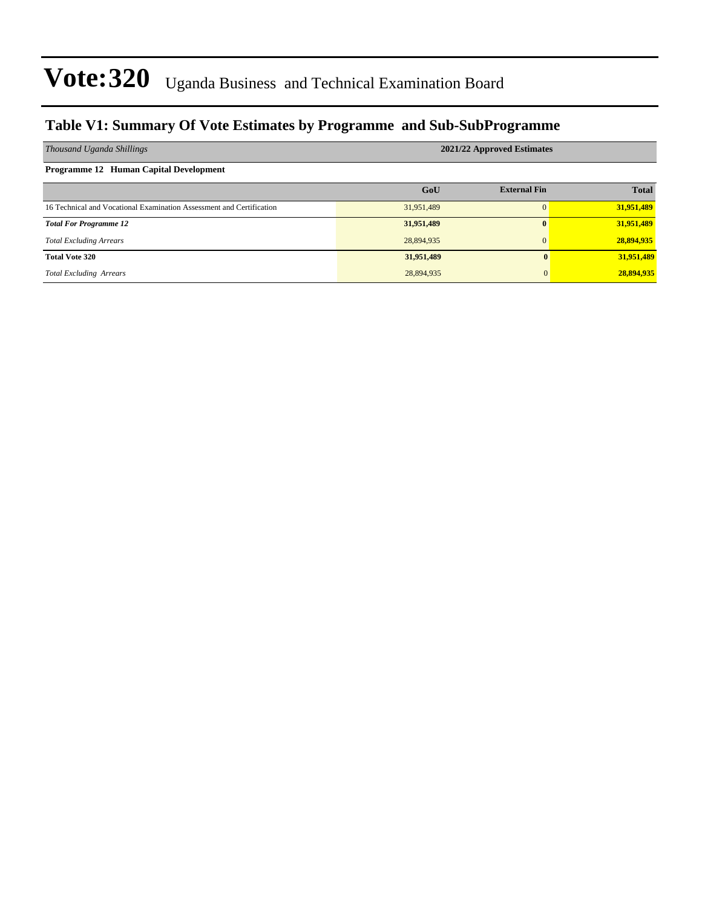# Vote:320 Uganda Business and Technical Examination Board

## Table V1: Summary Of Vote Estimates by Programme and Sub-SubProgramme

| *Thousand Uganda Shillings* | 2021/22 Approved Estimates | | |
|---|---|---|---|
| **Programme 12 Human Capital Development** | | | |
| | **GoU** | **External Fin** | **Total** |
| 16 Technical and Vocational Examination Assessment and Certification | 31,951,489 | 0 | **31,951,489** |
| ***Total For Programme 12*** | **31,951,489** | **0** | **31,951,489** |
| *Total Excluding Arrears* | 28,894,935 | 0 | **28,894,935** |
| **Total Vote 320** | **31,951,489** | **0** | **31,951,489** |
| *Total Excluding Arrears* | 28,894,935 | 0 | **28,894,935** |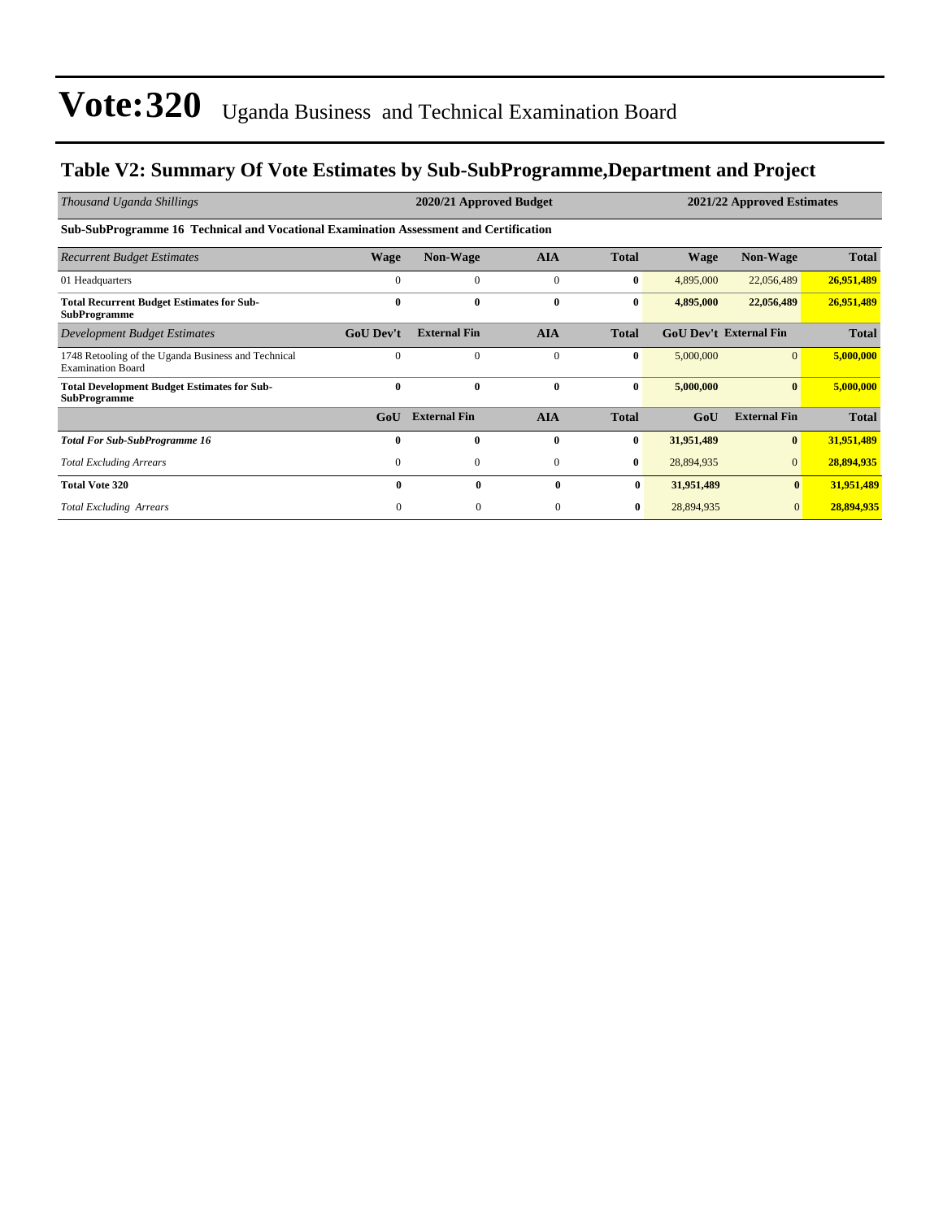# Vote:320 Uganda Business and Technical Examination Board

## Table V2: Summary Of Vote Estimates by Sub-SubProgramme,Department and Project

| *Thousand Uganda Shillings* | 2020/21 Approved Budget | | | | 2021/22 Approved Estimates | | |
|---|---|---|---|---|---|---|---|
| **Sub-SubProgramme 16 Technical and Vocational Examination Assessment and Certification** | | | | | | | |
| *Recurrent Budget Estimates* | **Wage** | **Non-Wage** | **AIA** | **Total** | **Wage** | **Non-Wage** | **Total** |
| 01 Headquarters | 0 | 0 | 0 | **0** | 4,895,000 | 22,056,489 | **26,951,489** |
| **Total Recurrent Budget Estimates for Sub-SubProgramme** | **0** | **0** | **0** | **0** | **4,895,000** | **22,056,489** | **26,951,489** |
| *Development Budget Estimates* | **GoU Dev't** | **External Fin** | **AIA** | **Total** | **GoU Dev't** | **External Fin** | **Total** |
| 1748 Retooling of the Uganda Business and Technical Examination Board | 0 | 0 | 0 | **0** | 5,000,000 | 0 | **5,000,000** |
| **Total Development Budget Estimates for Sub-SubProgramme** | **0** | **0** | **0** | **0** | **5,000,000** | **0** | **5,000,000** |
| | **GoU** | **External Fin** | **AIA** | **Total** | **GoU** | **External Fin** | **Total** |
| ***Total For Sub-SubProgramme 16*** | **0** | **0** | **0** | **0** | **31,951,489** | **0** | **31,951,489** |
| *Total Excluding Arrears* | 0 | 0 | 0 | **0** | 28,894,935 | 0 | **28,894,935** |
| **Total Vote 320** | **0** | **0** | **0** | **0** | **31,951,489** | **0** | **31,951,489** |
| *Total Excluding Arrears* | 0 | 0 | 0 | **0** | 28,894,935 | 0 | **28,894,935** |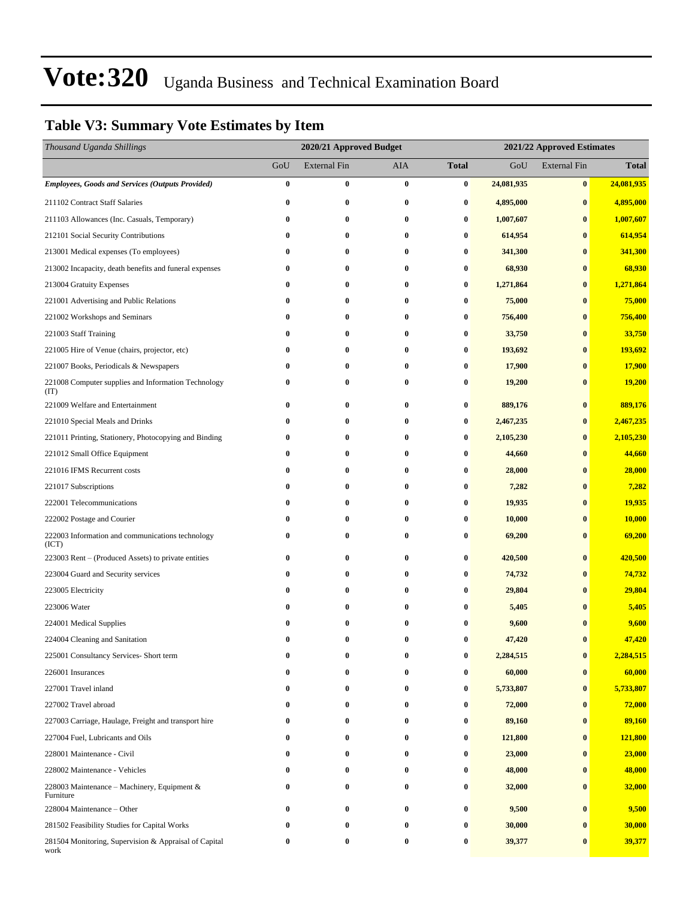# Vote:320 Uganda Business and Technical Examination Board

## Table V3: Summary Vote Estimates by Item

| *Thousand Uganda Shillings* | 2020/21 Approved Budget | | | | 2021/22 Approved Estimates | | |
|---|---|---|---|---|---|---|---|
| | GoU | External Fin | AIA | **Total** | GoU | External Fin | **Total** |
| ***Employees, Goods and Services (Outputs Provided)*** | **0** | **0** | **0** | **0** | **24,081,935** | **0** | **24,081,935** |
| 211102 Contract Staff Salaries | **0** | **0** | **0** | **0** | **4,895,000** | **0** | **4,895,000** |
| 211103 Allowances (Inc. Casuals, Temporary) | **0** | **0** | **0** | **0** | **1,007,607** | **0** | **1,007,607** |
| 212101 Social Security Contributions | **0** | **0** | **0** | **0** | **614,954** | **0** | **614,954** |
| 213001 Medical expenses (To employees) | **0** | **0** | **0** | **0** | **341,300** | **0** | **341,300** |
| 213002 Incapacity, death benefits and funeral expenses | **0** | **0** | **0** | **0** | **68,930** | **0** | **68,930** |
| 213004 Gratuity Expenses | **0** | **0** | **0** | **0** | **1,271,864** | **0** | **1,271,864** |
| 221001 Advertising and Public Relations | **0** | **0** | **0** | **0** | **75,000** | **0** | **75,000** |
| 221002 Workshops and Seminars | **0** | **0** | **0** | **0** | **756,400** | **0** | **756,400** |
| 221003 Staff Training | **0** | **0** | **0** | **0** | **33,750** | **0** | **33,750** |
| 221005 Hire of Venue (chairs, projector, etc) | **0** | **0** | **0** | **0** | **193,692** | **0** | **193,692** |
| 221007 Books, Periodicals & Newspapers | **0** | **0** | **0** | **0** | **17,900** | **0** | **17,900** |
| 221008 Computer supplies and Information Technology (IT) | **0** | **0** | **0** | **0** | **19,200** | **0** | **19,200** |
| 221009 Welfare and Entertainment | **0** | **0** | **0** | **0** | **889,176** | **0** | **889,176** |
| 221010 Special Meals and Drinks | **0** | **0** | **0** | **0** | **2,467,235** | **0** | **2,467,235** |
| 221011 Printing, Stationery, Photocopying and Binding | **0** | **0** | **0** | **0** | **2,105,230** | **0** | **2,105,230** |
| 221012 Small Office Equipment | **0** | **0** | **0** | **0** | **44,660** | **0** | **44,660** |
| 221016 IFMS Recurrent costs | **0** | **0** | **0** | **0** | **28,000** | **0** | **28,000** |
| 221017 Subscriptions | **0** | **0** | **0** | **0** | **7,282** | **0** | **7,282** |
| 222001 Telecommunications | **0** | **0** | **0** | **0** | **19,935** | **0** | **19,935** |
| 222002 Postage and Courier | **0** | **0** | **0** | **0** | **10,000** | **0** | **10,000** |
| 222003 Information and communications technology (ICT) | **0** | **0** | **0** | **0** | **69,200** | **0** | **69,200** |
| 223003 Rent – (Produced Assets) to private entities | **0** | **0** | **0** | **0** | **420,500** | **0** | **420,500** |
| 223004 Guard and Security services | **0** | **0** | **0** | **0** | **74,732** | **0** | **74,732** |
| 223005 Electricity | **0** | **0** | **0** | **0** | **29,804** | **0** | **29,804** |
| 223006 Water | **0** | **0** | **0** | **0** | **5,405** | **0** | **5,405** |
| 224001 Medical Supplies | **0** | **0** | **0** | **0** | **9,600** | **0** | **9,600** |
| 224004 Cleaning and Sanitation | **0** | **0** | **0** | **0** | **47,420** | **0** | **47,420** |
| 225001 Consultancy Services- Short term | **0** | **0** | **0** | **0** | **2,284,515** | **0** | **2,284,515** |
| 226001 Insurances | **0** | **0** | **0** | **0** | **60,000** | **0** | **60,000** |
| 227001 Travel inland | **0** | **0** | **0** | **0** | **5,733,807** | **0** | **5,733,807** |
| 227002 Travel abroad | **0** | **0** | **0** | **0** | **72,000** | **0** | **72,000** |
| 227003 Carriage, Haulage, Freight and transport hire | **0** | **0** | **0** | **0** | **89,160** | **0** | **89,160** |
| 227004 Fuel, Lubricants and Oils | **0** | **0** | **0** | **0** | **121,800** | **0** | **121,800** |
| 228001 Maintenance - Civil | **0** | **0** | **0** | **0** | **23,000** | **0** | **23,000** |
| 228002 Maintenance - Vehicles | **0** | **0** | **0** | **0** | **48,000** | **0** | **48,000** |
| 228003 Maintenance – Machinery, Equipment & Furniture | **0** | **0** | **0** | **0** | **32,000** | **0** | **32,000** |
| 228004 Maintenance – Other | **0** | **0** | **0** | **0** | **9,500** | **0** | **9,500** |
| 281502 Feasibility Studies for Capital Works | **0** | **0** | **0** | **0** | **30,000** | **0** | **30,000** |
| 281504 Monitoring, Supervision & Appraisal of Capital work | **0** | **0** | **0** | **0** | **39,377** | **0** | **39,377** |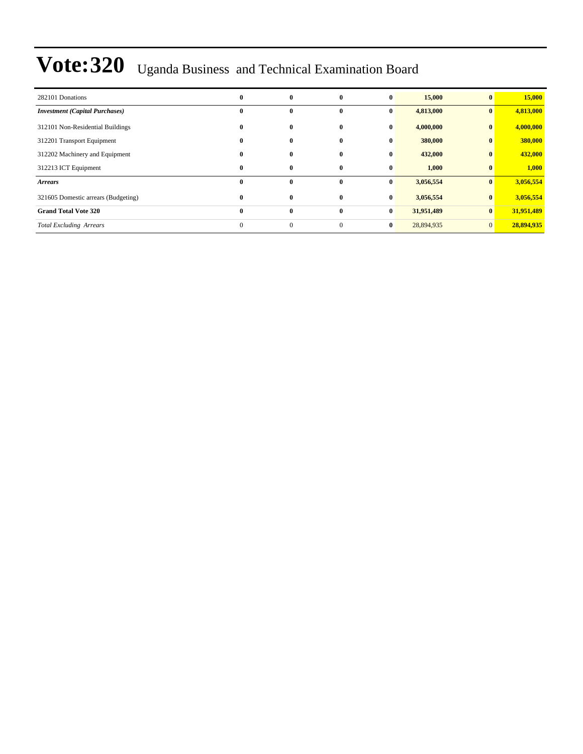# Vote:320 Uganda Business and Technical Examination Board

| | | | | | | | |
|---|---|---|---|---|---|---|---|
| 282101 Donations | **0** | **0** | **0** | **0** | **15,000** | **0** | **15,000** |
| ***Investment (Capital Purchases)*** | **0** | **0** | **0** | **0** | **4,813,000** | **0** | **4,813,000** |
| 312101 Non-Residential Buildings | **0** | **0** | **0** | **0** | **4,000,000** | **0** | **4,000,000** |
| 312201 Transport Equipment | **0** | **0** | **0** | **0** | **380,000** | **0** | **380,000** |
| 312202 Machinery and Equipment | **0** | **0** | **0** | **0** | **432,000** | **0** | **432,000** |
| 312213 ICT Equipment | **0** | **0** | **0** | **0** | **1,000** | **0** | **1,000** |
| ***Arrears*** | **0** | **0** | **0** | **0** | **3,056,554** | **0** | **3,056,554** |
| 321605 Domestic arrears (Budgeting) | **0** | **0** | **0** | **0** | **3,056,554** | **0** | **3,056,554** |
| **Grand Total Vote 320** | **0** | **0** | **0** | **0** | **31,951,489** | **0** | **31,951,489** |
| *Total Excluding Arrears* | 0 | 0 | 0 | **0** | 28,894,935 | 0 | **28,894,935** |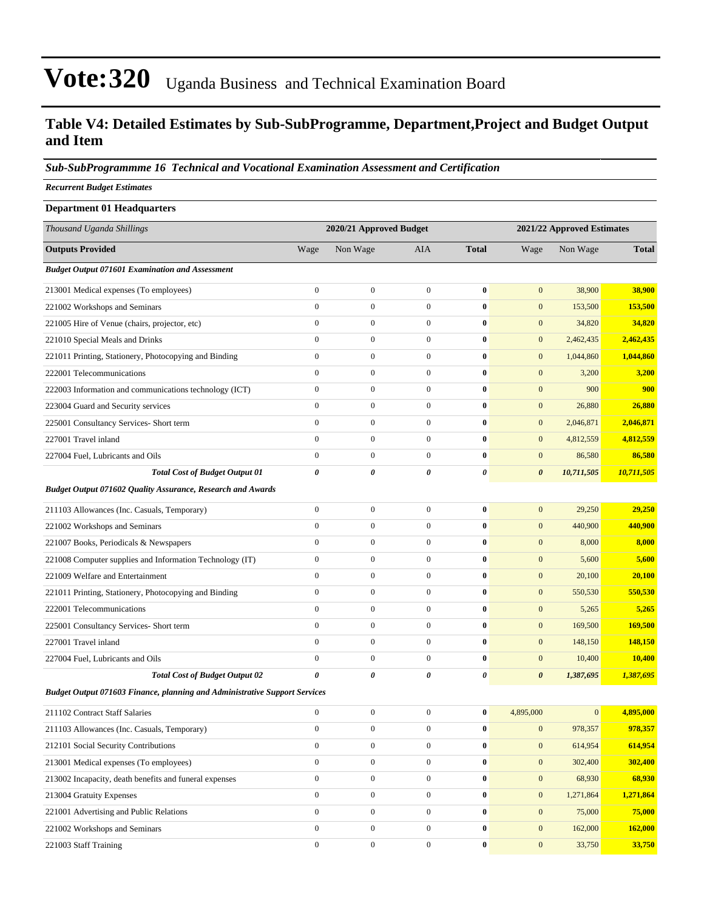# Vote:320 Uganda Business and Technical Examination Board

## Table V4: Detailed Estimates by Sub-SubProgramme, Department,Project and Budget Output and Item

### *Sub-SubProgrammme 16 Technical and Vocational Examination Assessment and Certification*

***Recurrent Budget Estimates***

**Department 01 Headquarters**

| *Thousand Uganda Shillings* | 2020/21 Approved Budget | | | | 2021/22 Approved Estimates | | |
|---|---|---|---|---|---|---|---|
| **Outputs Provided** | Wage | Non Wage | AIA | **Total** | Wage | Non Wage | **Total** |
| ***Budget Output 071601 Examination and Assessment*** | | | | | | | |
| 213001 Medical expenses (To employees) | 0 | 0 | 0 | **0** | 0 | 38,900 | **38,900** |
| 221002 Workshops and Seminars | 0 | 0 | 0 | **0** | 0 | 153,500 | **153,500** |
| 221005 Hire of Venue (chairs, projector, etc) | 0 | 0 | 0 | **0** | 0 | 34,820 | **34,820** |
| 221010 Special Meals and Drinks | 0 | 0 | 0 | **0** | 0 | 2,462,435 | **2,462,435** |
| 221011 Printing, Stationery, Photocopying and Binding | 0 | 0 | 0 | **0** | 0 | 1,044,860 | **1,044,860** |
| 222001 Telecommunications | 0 | 0 | 0 | **0** | 0 | 3,200 | **3,200** |
| 222003 Information and communications technology (ICT) | 0 | 0 | 0 | **0** | 0 | 900 | **900** |
| 223004 Guard and Security services | 0 | 0 | 0 | **0** | 0 | 26,880 | **26,880** |
| 225001 Consultancy Services- Short term | 0 | 0 | 0 | **0** | 0 | 2,046,871 | **2,046,871** |
| 227001 Travel inland | 0 | 0 | 0 | **0** | 0 | 4,812,559 | **4,812,559** |
| 227004 Fuel, Lubricants and Oils | 0 | 0 | 0 | **0** | 0 | 86,580 | **86,580** |
| ***Total Cost of Budget Output 01*** | ***0*** | ***0*** | ***0*** | ***0*** | ***0*** | ***10,711,505*** | ***10,711,505*** |
| ***Budget Output 071602 Quality Assurance, Research and Awards*** | | | | | | | |
| 211103 Allowances (Inc. Casuals, Temporary) | 0 | 0 | 0 | **0** | 0 | 29,250 | **29,250** |
| 221002 Workshops and Seminars | 0 | 0 | 0 | **0** | 0 | 440,900 | **440,900** |
| 221007 Books, Periodicals & Newspapers | 0 | 0 | 0 | **0** | 0 | 8,000 | **8,000** |
| 221008 Computer supplies and Information Technology (IT) | 0 | 0 | 0 | **0** | 0 | 5,600 | **5,600** |
| 221009 Welfare and Entertainment | 0 | 0 | 0 | **0** | 0 | 20,100 | **20,100** |
| 221011 Printing, Stationery, Photocopying and Binding | 0 | 0 | 0 | **0** | 0 | 550,530 | **550,530** |
| 222001 Telecommunications | 0 | 0 | 0 | **0** | 0 | 5,265 | **5,265** |
| 225001 Consultancy Services- Short term | 0 | 0 | 0 | **0** | 0 | 169,500 | **169,500** |
| 227001 Travel inland | 0 | 0 | 0 | **0** | 0 | 148,150 | **148,150** |
| 227004 Fuel, Lubricants and Oils | 0 | 0 | 0 | **0** | 0 | 10,400 | **10,400** |
| ***Total Cost of Budget Output 02*** | ***0*** | ***0*** | ***0*** | ***0*** | ***0*** | ***1,387,695*** | ***1,387,695*** |
| ***Budget Output 071603 Finance, planning and Administrative Support Services*** | | | | | | | |
| 211102 Contract Staff Salaries | 0 | 0 | 0 | **0** | 4,895,000 | 0 | **4,895,000** |
| 211103 Allowances (Inc. Casuals, Temporary) | 0 | 0 | 0 | **0** | 0 | 978,357 | **978,357** |
| 212101 Social Security Contributions | 0 | 0 | 0 | **0** | 0 | 614,954 | **614,954** |
| 213001 Medical expenses (To employees) | 0 | 0 | 0 | **0** | 0 | 302,400 | **302,400** |
| 213002 Incapacity, death benefits and funeral expenses | 0 | 0 | 0 | **0** | 0 | 68,930 | **68,930** |
| 213004 Gratuity Expenses | 0 | 0 | 0 | **0** | 0 | 1,271,864 | **1,271,864** |
| 221001 Advertising and Public Relations | 0 | 0 | 0 | **0** | 0 | 75,000 | **75,000** |
| 221002 Workshops and Seminars | 0 | 0 | 0 | **0** | 0 | 162,000 | **162,000** |
| 221003 Staff Training | 0 | 0 | 0 | **0** | 0 | 33,750 | **33,750** |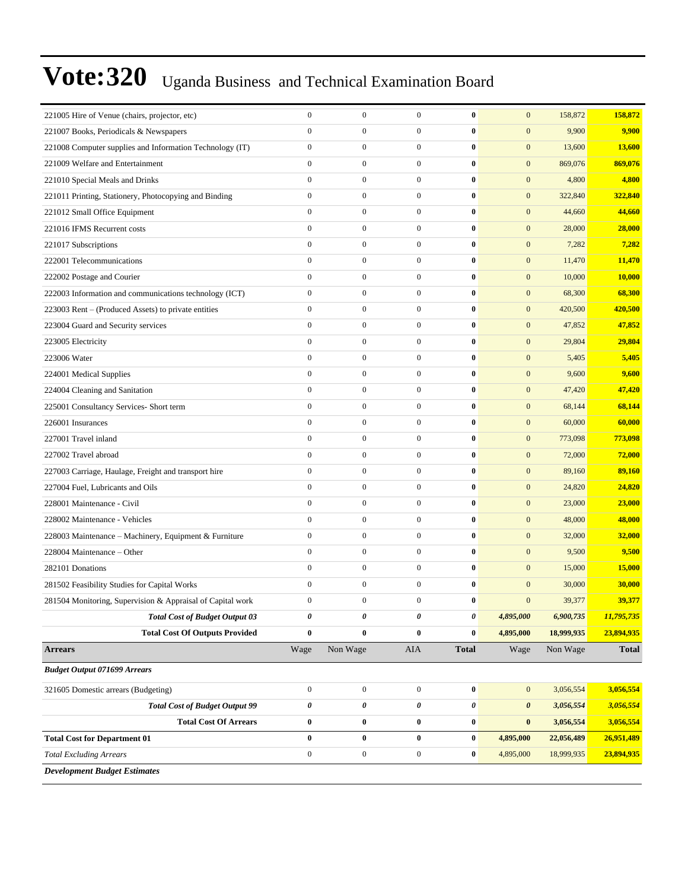# Vote:320 Uganda Business and Technical Examination Board

| | | | | | | | |
|---|---|---|---|---|---|---|---|
| 221005 Hire of Venue (chairs, projector, etc) | 0 | 0 | 0 | **0** | 0 | 158,872 | **158,872** |
| 221007 Books, Periodicals & Newspapers | 0 | 0 | 0 | **0** | 0 | 9,900 | **9,900** |
| 221008 Computer supplies and Information Technology (IT) | 0 | 0 | 0 | **0** | 0 | 13,600 | **13,600** |
| 221009 Welfare and Entertainment | 0 | 0 | 0 | **0** | 0 | 869,076 | **869,076** |
| 221010 Special Meals and Drinks | 0 | 0 | 0 | **0** | 0 | 4,800 | **4,800** |
| 221011 Printing, Stationery, Photocopying and Binding | 0 | 0 | 0 | **0** | 0 | 322,840 | **322,840** |
| 221012 Small Office Equipment | 0 | 0 | 0 | **0** | 0 | 44,660 | **44,660** |
| 221016 IFMS Recurrent costs | 0 | 0 | 0 | **0** | 0 | 28,000 | **28,000** |
| 221017 Subscriptions | 0 | 0 | 0 | **0** | 0 | 7,282 | **7,282** |
| 222001 Telecommunications | 0 | 0 | 0 | **0** | 0 | 11,470 | **11,470** |
| 222002 Postage and Courier | 0 | 0 | 0 | **0** | 0 | 10,000 | **10,000** |
| 222003 Information and communications technology (ICT) | 0 | 0 | 0 | **0** | 0 | 68,300 | **68,300** |
| 223003 Rent – (Produced Assets) to private entities | 0 | 0 | 0 | **0** | 0 | 420,500 | **420,500** |
| 223004 Guard and Security services | 0 | 0 | 0 | **0** | 0 | 47,852 | **47,852** |
| 223005 Electricity | 0 | 0 | 0 | **0** | 0 | 29,804 | **29,804** |
| 223006 Water | 0 | 0 | 0 | **0** | 0 | 5,405 | **5,405** |
| 224001 Medical Supplies | 0 | 0 | 0 | **0** | 0 | 9,600 | **9,600** |
| 224004 Cleaning and Sanitation | 0 | 0 | 0 | **0** | 0 | 47,420 | **47,420** |
| 225001 Consultancy Services- Short term | 0 | 0 | 0 | **0** | 0 | 68,144 | **68,144** |
| 226001 Insurances | 0 | 0 | 0 | **0** | 0 | 60,000 | **60,000** |
| 227001 Travel inland | 0 | 0 | 0 | **0** | 0 | 773,098 | **773,098** |
| 227002 Travel abroad | 0 | 0 | 0 | **0** | 0 | 72,000 | **72,000** |
| 227003 Carriage, Haulage, Freight and transport hire | 0 | 0 | 0 | **0** | 0 | 89,160 | **89,160** |
| 227004 Fuel, Lubricants and Oils | 0 | 0 | 0 | **0** | 0 | 24,820 | **24,820** |
| 228001 Maintenance - Civil | 0 | 0 | 0 | **0** | 0 | 23,000 | **23,000** |
| 228002 Maintenance - Vehicles | 0 | 0 | 0 | **0** | 0 | 48,000 | **48,000** |
| 228003 Maintenance – Machinery, Equipment & Furniture | 0 | 0 | 0 | **0** | 0 | 32,000 | **32,000** |
| 228004 Maintenance – Other | 0 | 0 | 0 | **0** | 0 | 9,500 | **9,500** |
| 282101 Donations | 0 | 0 | 0 | **0** | 0 | 15,000 | **15,000** |
| 281502 Feasibility Studies for Capital Works | 0 | 0 | 0 | **0** | 0 | 30,000 | **30,000** |
| 281504 Monitoring, Supervision & Appraisal of Capital work | 0 | 0 | 0 | **0** | 0 | 39,377 | **39,377** |
| ***Total Cost of Budget Output 03*** | ***0*** | ***0*** | ***0*** | ***0*** | ***4,895,000*** | ***6,900,735*** | ***11,795,735*** |
| **Total Cost Of Outputs Provided** | **0** | **0** | **0** | **0** | **4,895,000** | **18,999,935** | **23,894,935** |
| **Arrears** | Wage | Non Wage | AIA | **Total** | Wage | Non Wage | **Total** |
| ***Budget Output 071699 Arrears*** | | | | | | | |
| 321605 Domestic arrears (Budgeting) | 0 | 0 | 0 | **0** | 0 | 3,056,554 | **3,056,554** |
| ***Total Cost of Budget Output 99*** | ***0*** | ***0*** | ***0*** | ***0*** | ***0*** | ***3,056,554*** | ***3,056,554*** |
| **Total Cost Of Arrears** | **0** | **0** | **0** | **0** | **0** | **3,056,554** | **3,056,554** |
| **Total Cost for Department 01** | **0** | **0** | **0** | **0** | **4,895,000** | **22,056,489** | **26,951,489** |
| *Total Excluding Arrears* | 0 | 0 | 0 | **0** | 4,895,000 | 18,999,935 | **23,894,935** |

***Development Budget Estimates***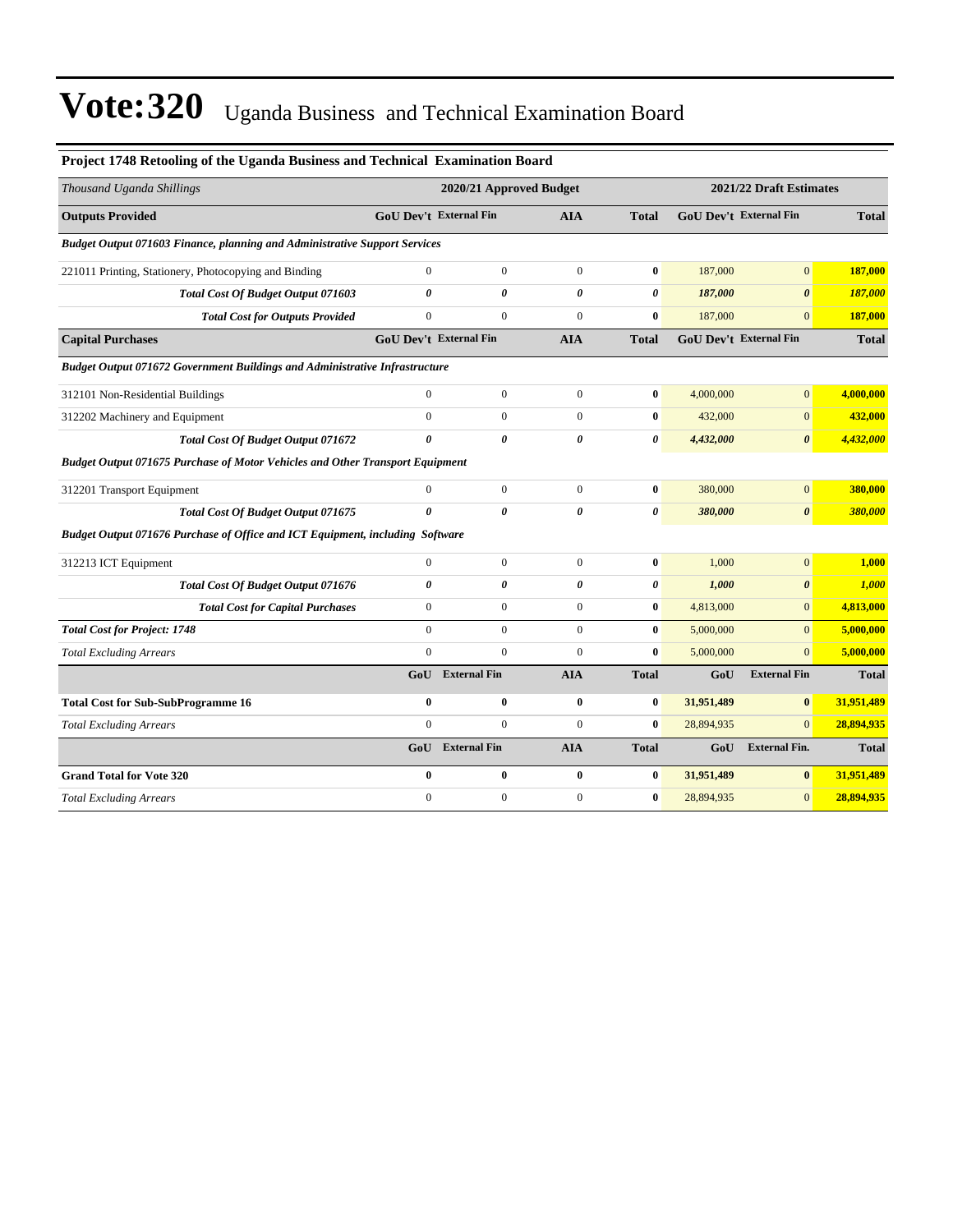# Vote:320 Uganda Business and Technical Examination Board

**Project 1748 Retooling of the Uganda Business and Technical Examination Board**

| *Thousand Uganda Shillings* | 2020/21 Approved Budget | | | | 2021/22 Draft Estimates | | |
|---|---|---|---|---|---|---|---|
| **Outputs Provided** | **GoU Dev't** | **External Fin** | **AIA** | **Total** | **GoU Dev't** | **External Fin** | **Total** |
| ***Budget Output 071603 Finance, planning and Administrative Support Services*** | | | | | | | |
| 221011 Printing, Stationery, Photocopying and Binding | 0 | 0 | 0 | **0** | 187,000 | 0 | **187,000** |
| ***Total Cost Of Budget Output 071603*** | ***0*** | ***0*** | ***0*** | ***0*** | ***187,000*** | ***0*** | ***187,000*** |
| ***Total Cost for Outputs Provided*** | 0 | 0 | 0 | **0** | 187,000 | 0 | **187,000** |
| **Capital Purchases** | **GoU Dev't** | **External Fin** | **AIA** | **Total** | **GoU Dev't** | **External Fin** | **Total** |
| ***Budget Output 071672 Government Buildings and Administrative Infrastructure*** | | | | | | | |
| 312101 Non-Residential Buildings | 0 | 0 | 0 | **0** | 4,000,000 | 0 | **4,000,000** |
| 312202 Machinery and Equipment | 0 | 0 | 0 | **0** | 432,000 | 0 | **432,000** |
| ***Total Cost Of Budget Output 071672*** | ***0*** | ***0*** | ***0*** | ***0*** | ***4,432,000*** | ***0*** | ***4,432,000*** |
| ***Budget Output 071675 Purchase of Motor Vehicles and Other Transport Equipment*** | | | | | | | |
| 312201 Transport Equipment | 0 | 0 | 0 | **0** | 380,000 | 0 | **380,000** |
| ***Total Cost Of Budget Output 071675*** | ***0*** | ***0*** | ***0*** | ***0*** | ***380,000*** | ***0*** | ***380,000*** |
| ***Budget Output 071676 Purchase of Office and ICT Equipment, including Software*** | | | | | | | |
| 312213 ICT Equipment | 0 | 0 | 0 | **0** | 1,000 | 0 | **1,000** |
| ***Total Cost Of Budget Output 071676*** | ***0*** | ***0*** | ***0*** | ***0*** | ***1,000*** | ***0*** | ***1,000*** |
| ***Total Cost for Capital Purchases*** | 0 | 0 | 0 | **0** | 4,813,000 | 0 | **4,813,000** |
| ***Total Cost for Project: 1748*** | 0 | 0 | 0 | **0** | 5,000,000 | 0 | **5,000,000** |
| *Total Excluding Arrears* | 0 | 0 | 0 | **0** | 5,000,000 | 0 | **5,000,000** |
| | **GoU** | **External Fin** | **AIA** | **Total** | **GoU** | **External Fin** | **Total** |
| **Total Cost for Sub-SubProgramme 16** | **0** | **0** | **0** | **0** | **31,951,489** | **0** | **31,951,489** |
| *Total Excluding Arrears* | 0 | 0 | 0 | **0** | 28,894,935 | 0 | **28,894,935** |
| | **GoU** | **External Fin** | **AIA** | **Total** | **GoU** | **External Fin.** | **Total** |
| **Grand Total for Vote 320** | **0** | **0** | **0** | **0** | **31,951,489** | **0** | **31,951,489** |
| *Total Excluding Arrears* | 0 | 0 | 0 | **0** | 28,894,935 | 0 | **28,894,935** |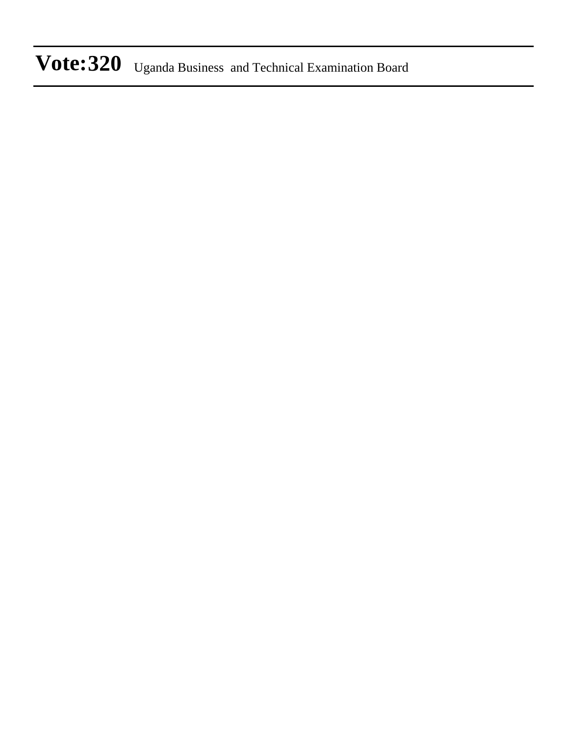# Vote:320 Uganda Business and Technical Examination Board